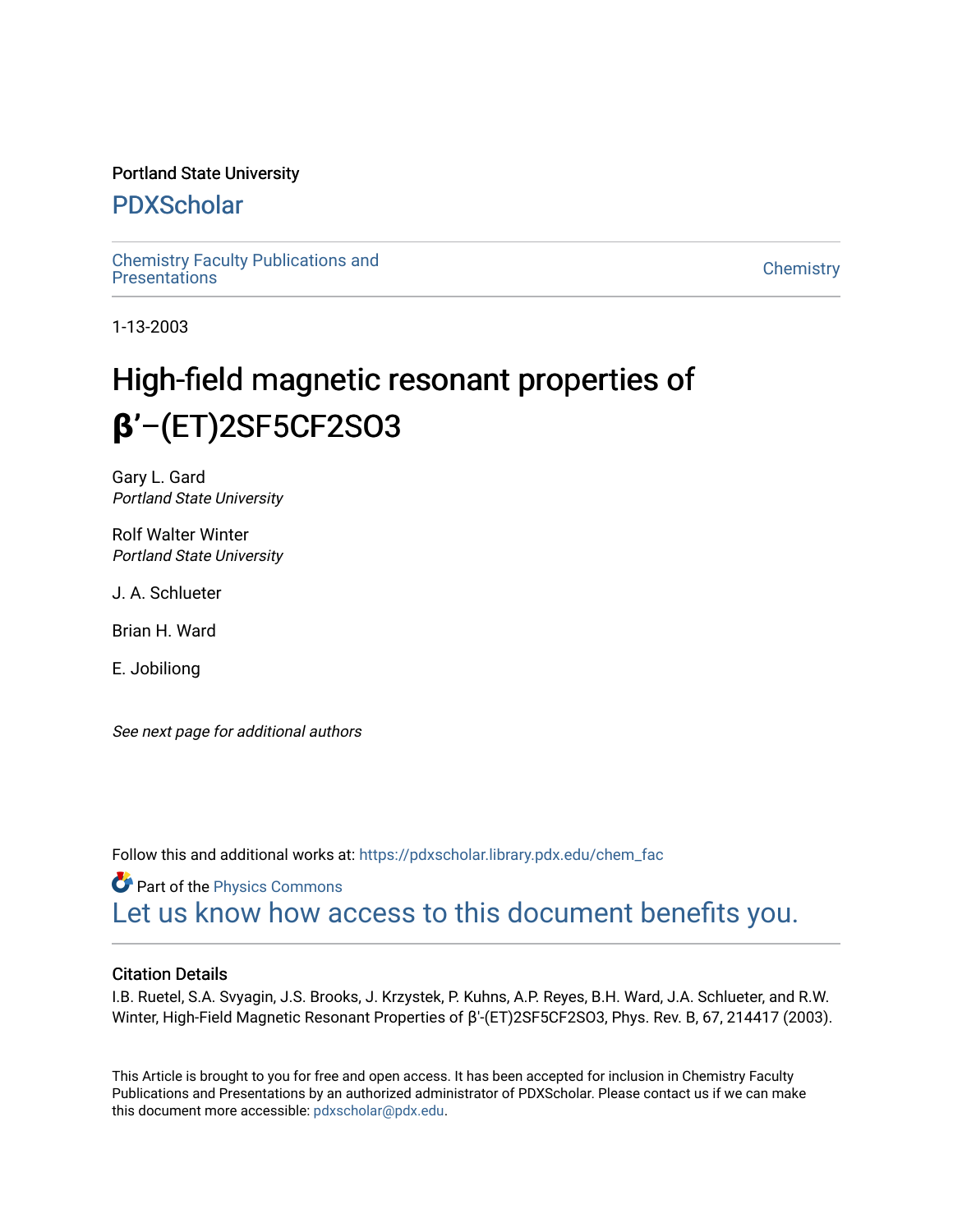Portland State University

# PDXScholar

Chemistry Faculty Publications and Presentations

Chemistry

1-13-2003

# High-field magnetic resonant properties of β'−(ET)2SF5CF2SO3

Gary L. Gard
*Portland State University*

Rolf Walter Winter
*Portland State University*

J. A. Schlueter

Brian H. Ward

E. Jobiliong

*See next page for additional authors*

Follow this and additional works at: https://pdxscholar.library.pdx.edu/chem_fac

Part of the Physics Commons

Let us know how access to this document benefits you.

### Citation Details

I.B. Ruetel, S.A. Svyagin, J.S. Brooks, J. Krzystek, P. Kuhns, A.P. Reyes, B.H. Ward, J.A. Schlueter, and R.W. Winter, High-Field Magnetic Resonant Properties of β'-(ET)2SF5CF2SO3, Phys. Rev. B, 67, 214417 (2003).

This Article is brought to you for free and open access. It has been accepted for inclusion in Chemistry Faculty Publications and Presentations by an authorized administrator of PDXScholar. Please contact us if we can make this document more accessible: pdxscholar@pdx.edu.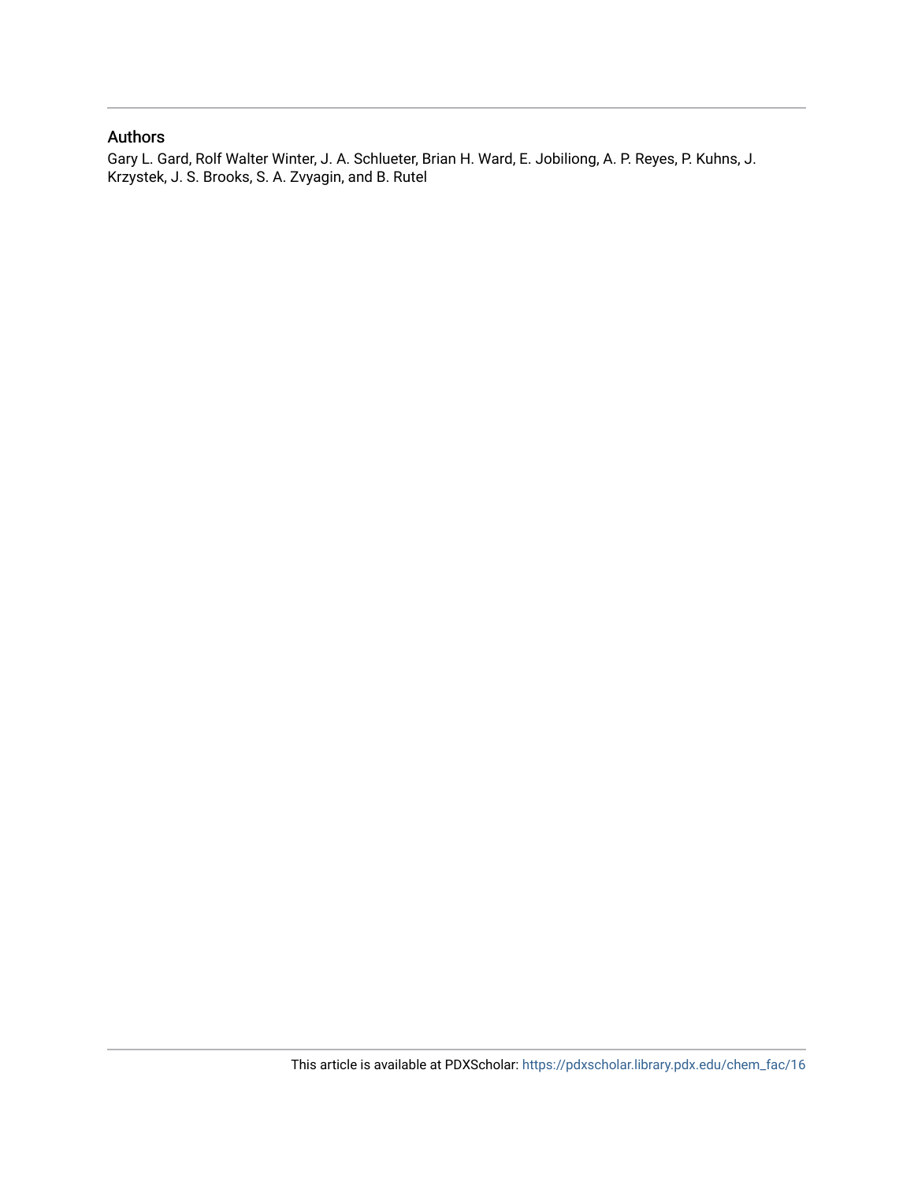## Authors

Gary L. Gard, Rolf Walter Winter, J. A. Schlueter, Brian H. Ward, E. Jobiliong, A. P. Reyes, P. Kuhns, J. Krzystek, J. S. Brooks, S. A. Zvyagin, and B. Rutel

This article is available at PDXScholar: https://pdxscholar.library.pdx.edu/chem_fac/16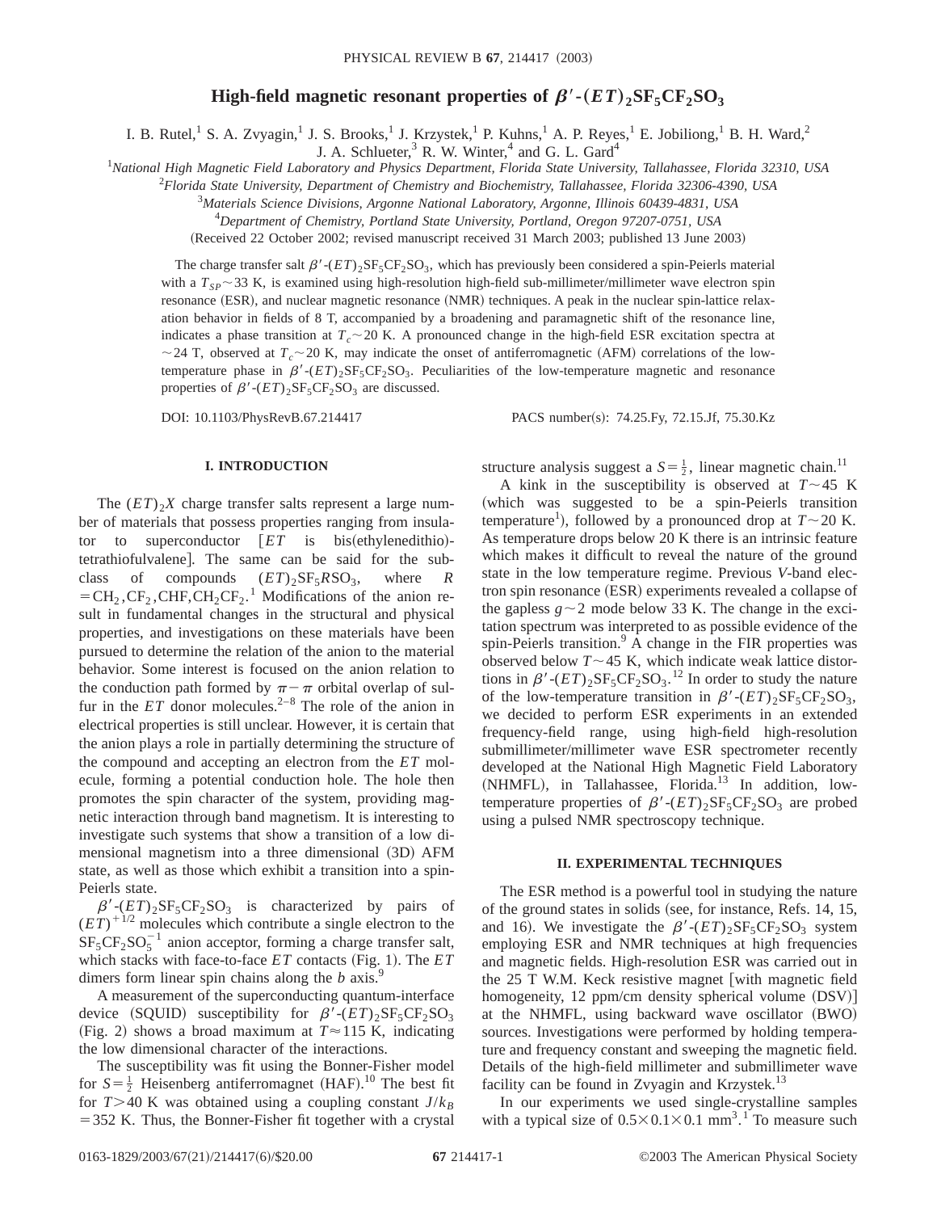# High-field magnetic resonant properties of $\beta'$-$(ET)_2SF_5CF_2SO_3$

I. B. Rutel,[1] S. A. Zvyagin,[1] J. S. Brooks,[1] J. Krzystek,[1] P. Kuhns,[1] A. P. Reyes,[1] E. Jobiliong,[1] B. H. Ward,[2] J. A. Schlueter,[3] R. W. Winter,[4] and G. L. Gard[4]

[1]*National High Magnetic Field Laboratory and Physics Department, Florida State University, Tallahassee, Florida 32310, USA*

[2]*Florida State University, Department of Chemistry and Biochemistry, Tallahassee, Florida 32306-4390, USA*

[3]*Materials Science Divisions, Argonne National Laboratory, Argonne, Illinois 60439-4831, USA*

[4]*Department of Chemistry, Portland State University, Portland, Oregon 97207-0751, USA*

(Received 22 October 2002; revised manuscript received 31 March 2003; published 13 June 2003)

The charge transfer salt $\beta'$-$(ET)_2SF_5CF_2SO_3$, which has previously been considered a spin-Peierls material with a $T_{SP}\sim 33$ K, is examined using high-resolution high-field sub-millimeter/millimeter wave electron spin resonance (ESR), and nuclear magnetic resonance (NMR) techniques. A peak in the nuclear spin-lattice relaxation behavior in fields of 8 T, accompanied by a broadening and paramagnetic shift of the resonance line, indicates a phase transition at $T_c\sim 20$ K. A pronounced change in the high-field ESR excitation spectra at $\sim 24$ T, observed at $T_c\sim 20$ K, may indicate the onset of antiferromagnetic (AFM) correlations of the low-temperature phase in $\beta'$-$(ET)_2SF_5CF_2SO_3$. Peculiarities of the low-temperature magnetic and resonance properties of $\beta'$-$(ET)_2SF_5CF_2SO_3$ are discussed.

DOI: 10.1103/PhysRevB.67.214417 PACS number(s): 74.25.Fy, 72.15.Jf, 75.30.Kz

## I. INTRODUCTION

The $(ET)_2X$ charge transfer salts represent a large number of materials that possess properties ranging from insulator to superconductor [$ET$ is bis(ethylenedithio)-tetrathiofulvalene]. The same can be said for the subclass of compounds $(ET)_2SF_5RSO_3$, where $R = CH_2, CF_2, CHF, CH_2CF_2$.[1] Modifications of the anion result in fundamental changes in the structural and physical properties, and investigations on these materials have been pursued to determine the relation of the anion to the material behavior. Some interest is focused on the anion relation to the conduction path formed by $\pi-\pi$ orbital overlap of sulfur in the $ET$ donor molecules.[2–8] The role of the anion in electrical properties is still unclear. However, it is certain that the anion plays a role in partially determining the structure of the compound and accepting an electron from the $ET$ molecule, forming a potential conduction hole. The hole then promotes the spin character of the system, providing magnetic interaction through band magnetism. It is interesting to investigate such systems that show a transition of a low dimensional magnetism into a three dimensional (3D) AFM state, as well as those which exhibit a transition into a spin-Peierls state.

$\beta'$-$(ET)_2SF_5CF_2SO_3$ is characterized by pairs of $(ET)^{+1/2}$ molecules which contribute a single electron to the $SF_5CF_2SO_5^{-1}$ anion acceptor, forming a charge transfer salt, which stacks with face-to-face $ET$ contacts (Fig. 1). The $ET$ dimers form linear spin chains along the $b$ axis.[9]

A measurement of the superconducting quantum-interface device (SQUID) susceptibility for $\beta'$-$(ET)_2SF_5CF_2SO_3$ (Fig. 2) shows a broad maximum at $T\approx 115$ K, indicating the low dimensional character of the interactions.

The susceptibility was fit using the Bonner-Fisher model for $S=\frac{1}{2}$ Heisenberg antiferromagnet (HAF).[10] The best fit for $T>40$ K was obtained using a coupling constant $J/k_B = 352$ K. Thus, the Bonner-Fisher fit together with a crystal structure analysis suggest a $S=\frac{1}{2}$, linear magnetic chain.[11]

A kink in the susceptibility is observed at $T\sim 45$ K (which was suggested to be a spin-Peierls transition temperature[1]), followed by a pronounced drop at $T\sim 20$ K. As temperature drops below 20 K there is an intrinsic feature which makes it difficult to reveal the nature of the ground state in the low temperature regime. Previous $V$-band electron spin resonance (ESR) experiments revealed a collapse of the gapless $g\sim 2$ mode below 33 K. The change in the excitation spectrum was interpreted to as possible evidence of the spin-Peierls transition.[9] A change in the FIR properties was observed below $T\sim 45$ K, which indicate weak lattice distortions in $\beta'$-$(ET)_2SF_5CF_2SO_3$.[12] In order to study the nature of the low-temperature transition in $\beta'$-$(ET)_2SF_5CF_2SO_3$, we decided to perform ESR experiments in an extended frequency-field range, using high-field high-resolution submillimeter/millimeter wave ESR spectrometer recently developed at the National High Magnetic Field Laboratory (NHMFL), in Tallahassee, Florida.[13] In addition, low-temperature properties of $\beta'$-$(ET)_2SF_5CF_2SO_3$ are probed using a pulsed NMR spectroscopy technique.

## II. EXPERIMENTAL TECHNIQUES

The ESR method is a powerful tool in studying the nature of the ground states in solids (see, for instance, Refs. 14, 15, and 16). We investigate the $\beta'$-$(ET)_2SF_5CF_2SO_3$ system employing ESR and NMR techniques at high frequencies and magnetic fields. High-resolution ESR was carried out in the 25 T W.M. Keck resistive magnet [with magnetic field homogeneity, 12 ppm/cm density spherical volume (DSV)] at the NHMFL, using backward wave oscillator (BWO) sources. Investigations were performed by holding temperature and frequency constant and sweeping the magnetic field. Details of the high-field millimeter and submillimeter wave facility can be found in Zvyagin and Krzystek.[13]

In our experiments we used single-crystalline samples with a typical size of $0.5\times 0.1\times 0.1$ mm$^3$.[1] To measure such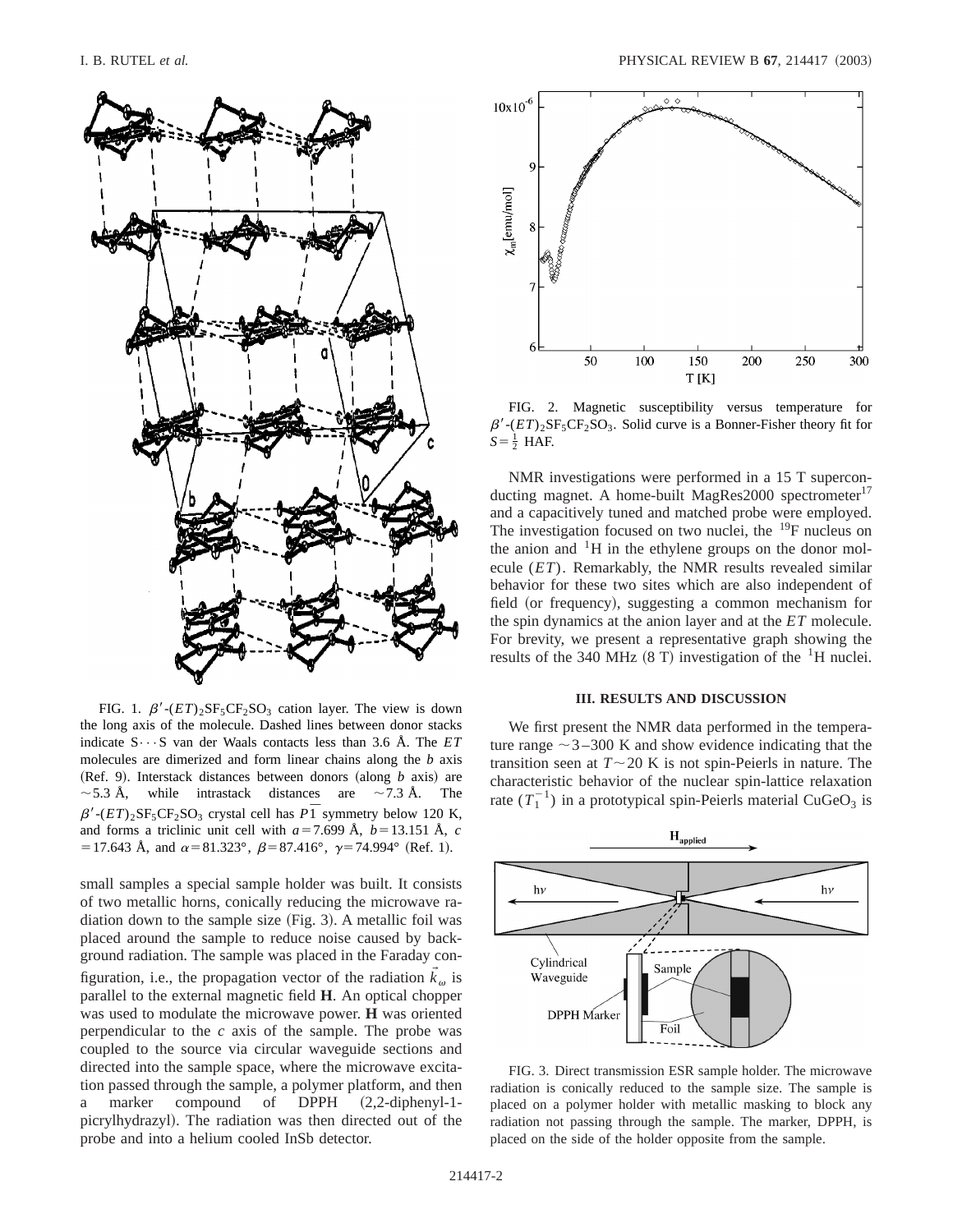FIG. 1. $\beta'$-$(ET)_2SF_5CF_2SO_3$ cation layer. The view is down the long axis of the molecule. Dashed lines between donor stacks indicate S···S van der Waals contacts less than 3.6 Å. The *ET* molecules are dimerized and form linear chains along the *b* axis (Ref. 9). Interstack distances between donors (along *b* axis) are ~5.3 Å, while intrastack distances are ~7.3 Å. The $\beta'$-$(ET)_2SF_5CF_2SO_3$ crystal cell has $P\bar{1}$ symmetry below 120 K, and forms a triclinic unit cell with $a=7.699$ Å, $b=13.151$ Å, $c=17.643$ Å, and $\alpha=81.323°$, $\beta=87.416°$, $\gamma=74.994°$ (Ref. 1).

small samples a special sample holder was built. It consists of two metallic horns, conically reducing the microwave radiation down to the sample size (Fig. 3). A metallic foil was placed around the sample to reduce noise caused by background radiation. The sample was placed in the Faraday configuration, i.e., the propagation vector of the radiation $\vec{k}_\omega$ is parallel to the external magnetic field **H**. An optical chopper was used to modulate the microwave power. **H** was oriented perpendicular to the *c* axis of the sample. The probe was coupled to the source via circular waveguide sections and directed into the sample space, where the microwave excitation passed through the sample, a polymer platform, and then a marker compound of DPPH (2,2-diphenyl-1-picrylhydrazyl). The radiation was then directed out of the probe and into a helium cooled InSb detector.

FIG. 2. Magnetic susceptibility versus temperature for $\beta'$-$(ET)_2SF_5CF_2SO_3$. Solid curve is a Bonner-Fisher theory fit for $S=\frac{1}{2}$ HAF.

NMR investigations were performed in a 15 T superconducting magnet. A home-built MagRes2000 spectrometer[17] and a capacitively tuned and matched probe were employed. The investigation focused on two nuclei, the $^{19}F$ nucleus on the anion and $^{1}H$ in the ethylene groups on the donor molecule (*ET*). Remarkably, the NMR results revealed similar behavior for these two sites which are also independent of field (or frequency), suggesting a common mechanism for the spin dynamics at the anion layer and at the *ET* molecule. For brevity, we present a representative graph showing the results of the 340 MHz (8 T) investigation of the $^{1}H$ nuclei.

## III. RESULTS AND DISCUSSION

We first present the NMR data performed in the temperature range ~3–300 K and show evidence indicating that the transition seen at $T\sim 20$ K is not spin-Peierls in nature. The characteristic behavior of the nuclear spin-lattice relaxation rate ($T_1^{-1}$) in a prototypical spin-Peierls material $CuGeO_3$ is

FIG. 3. Direct transmission ESR sample holder. The microwave radiation is conically reduced to the sample size. The sample is placed on a polymer holder with metallic masking to block any radiation not passing through the sample. The marker, DPPH, is placed on the side of the holder opposite from the sample.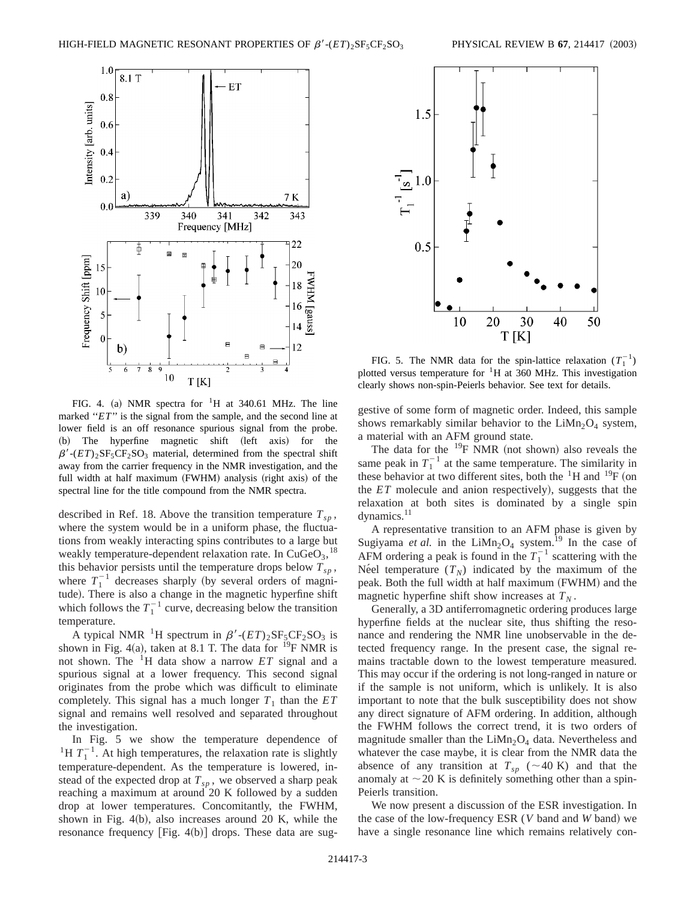FIG. 4. (a) NMR spectra for $^{1}$H at 340.61 MHz. The line marked "*ET*" is the signal from the sample, and the second line at lower field is an off resonance spurious signal from the probe. (b) The hyperfine magnetic shift (left axis) for the $\beta'$-$(ET)_2SF_5CF_2SO_3$ material, determined from the spectral shift away from the carrier frequency in the NMR investigation, and the full width at half maximum (FWHM) analysis (right axis) of the spectral line for the title compound from the NMR spectra.

described in Ref. 18. Above the transition temperature $T_{sp}$, where the system would be in a uniform phase, the fluctuations from weakly interacting spins contributes to a large but weakly temperature-dependent relaxation rate. In $CuGeO_3$,[18] this behavior persists until the temperature drops below $T_{sp}$, where $T_1^{-1}$ decreases sharply (by several orders of magnitude). There is also a change in the magnetic hyperfine shift which follows the $T_1^{-1}$ curve, decreasing below the transition temperature.

A typical NMR $^{1}$H spectrum in $\beta'$-$(ET)_2SF_5CF_2SO_3$ is shown in Fig. 4(a), taken at 8.1 T. The data for $^{19}$F NMR is not shown. The $^{1}$H data show a narrow *ET* signal and a spurious signal at a lower frequency. This second signal originates from the probe which was difficult to eliminate completely. This signal has a much longer $T_1$ than the *ET* signal and remains well resolved and separated throughout the investigation.

In Fig. 5 we show the temperature dependence of $^{1}$H $T_1^{-1}$. At high temperatures, the relaxation rate is slightly temperature-dependent. As the temperature is lowered, instead of the expected drop at $T_{sp}$, we observed a sharp peak reaching a maximum at around 20 K followed by a sudden drop at lower temperatures. Concomitantly, the FWHM, shown in Fig. 4(b), also increases around 20 K, while the resonance frequency [Fig. 4(b)] drops. These data are suggestive of some form of magnetic order. Indeed, this sample shows remarkably similar behavior to the $LiMn_2O_4$ system, a material with an AFM ground state.

FIG. 5. The NMR data for the spin-lattice relaxation ($T_1^{-1}$) plotted versus temperature for $^{1}$H at 360 MHz. This investigation clearly shows non-spin-Peierls behavior. See text for details.

The data for the $^{19}$F NMR (not shown) also reveals the same peak in $T_1^{-1}$ at the same temperature. The similarity in these behavior at two different sites, both the $^{1}$H and $^{19}$F (on the *ET* molecule and anion respectively), suggests that the relaxation at both sites is dominated by a single spin dynamics.[11]

A representative transition to an AFM phase is given by Sugiyama *et al.* in the $LiMn_2O_4$ system.[19] In the case of AFM ordering a peak is found in the $T_1^{-1}$ scattering with the Néel temperature ($T_N$) indicated by the maximum of the peak. Both the full width at half maximum (FWHM) and the magnetic hyperfine shift show increases at $T_N$.

Generally, a 3D antiferromagnetic ordering produces large hyperfine fields at the nuclear site, thus shifting the resonance and rendering the NMR line unobservable in the detected frequency range. In the present case, the signal remains tractable down to the lowest temperature measured. This may occur if the ordering is not long-ranged in nature or if the sample is not uniform, which is unlikely. It is also important to note that the bulk susceptibility does not show any direct signature of AFM ordering. In addition, although the FWHM follows the correct trend, it is two orders of magnitude smaller than the $LiMn_2O_4$ data. Nevertheless and whatever the case maybe, it is clear from the NMR data the absence of any transition at $T_{sp}$ ($\sim$40 K) and that the anomaly at $\sim$20 K is definitely something other than a spin-Peierls transition.

We now present a discussion of the ESR investigation. In the case of the low-frequency ESR (*V* band and *W* band) we have a single resonance line which remains relatively con-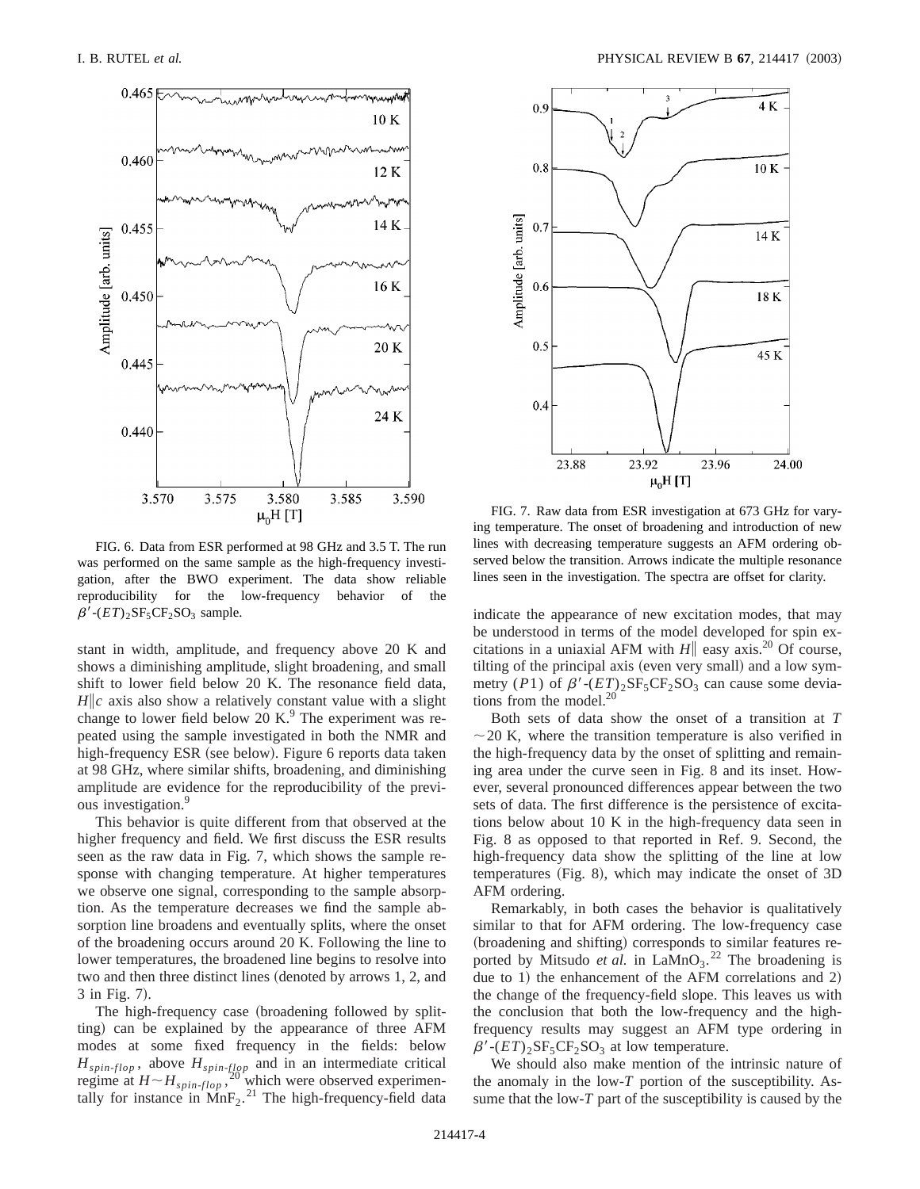FIG. 6. Data from ESR performed at 98 GHz and 3.5 T. The run was performed on the same sample as the high-frequency investigation, after the BWO experiment. The data show reliable reproducibility for the low-frequency behavior of the $\beta'$-$(ET)_2SF_5CF_2SO_3$ sample.

stant in width, amplitude, and frequency above 20 K and shows a diminishing amplitude, slight broadening, and small shift to lower field below 20 K. The resonance field data, $H \| c$ axis also show a relatively constant value with a slight change to lower field below 20 K.[9] The experiment was repeated using the sample investigated in both the NMR and high-frequency ESR (see below). Figure 6 reports data taken at 98 GHz, where similar shifts, broadening, and diminishing amplitude are evidence for the reproducibility of the previous investigation.[9]

This behavior is quite different from that observed at the higher frequency and field. We first discuss the ESR results seen as the raw data in Fig. 7, which shows the sample response with changing temperature. At higher temperatures we observe one signal, corresponding to the sample absorption. As the temperature decreases we find the sample absorption line broadens and eventually splits, where the onset of the broadening occurs around 20 K. Following the line to lower temperatures, the broadened line begins to resolve into two and then three distinct lines (denoted by arrows 1, 2, and 3 in Fig. 7).

The high-frequency case (broadening followed by splitting) can be explained by the appearance of three AFM modes at some fixed frequency in the fields: below $H_{spin\text{-}flop}$, above $H_{spin\text{-}flop}$ and in an intermediate critical regime at $H \sim H_{spin\text{-}flop}$,[20] which were observed experimentally for instance in $MnF_2$.[21] The high-frequency-field data

FIG. 7. Raw data from ESR investigation at 673 GHz for varying temperature. The onset of broadening and introduction of new lines with decreasing temperature suggests an AFM ordering observed below the transition. Arrows indicate the multiple resonance lines seen in the investigation. The spectra are offset for clarity.

indicate the appearance of new excitation modes, that may be understood in terms of the model developed for spin excitations in a uniaxial AFM with $H \|$ easy axis.[20] Of course, tilting of the principal axis (even very small) and a low symmetry ($P1$) of $\beta'$-$(ET)_2SF_5CF_2SO_3$ can cause some deviations from the model.[20]

Both sets of data show the onset of a transition at $T \sim 20$ K, where the transition temperature is also verified in the high-frequency data by the onset of splitting and remaining area under the curve seen in Fig. 8 and its inset. However, several pronounced differences appear between the two sets of data. The first difference is the persistence of excitations below about 10 K in the high-frequency data seen in Fig. 8 as opposed to that reported in Ref. 9. Second, the high-frequency data show the splitting of the line at low temperatures (Fig. 8), which may indicate the onset of 3D AFM ordering.

Remarkably, in both cases the behavior is qualitatively similar to that for AFM ordering. The low-frequency case (broadening and shifting) corresponds to similar features reported by Mitsudo *et al.* in $LaMnO_3$.[22] The broadening is due to 1) the enhancement of the AFM correlations and 2) the change of the frequency-field slope. This leaves us with the conclusion that both the low-frequency and the high-frequency results may suggest an AFM type ordering in $\beta'$-$(ET)_2SF_5CF_2SO_3$ at low temperature.

We should also make mention of the intrinsic nature of the anomaly in the low-$T$ portion of the susceptibility. Assume that the low-$T$ part of the susceptibility is caused by the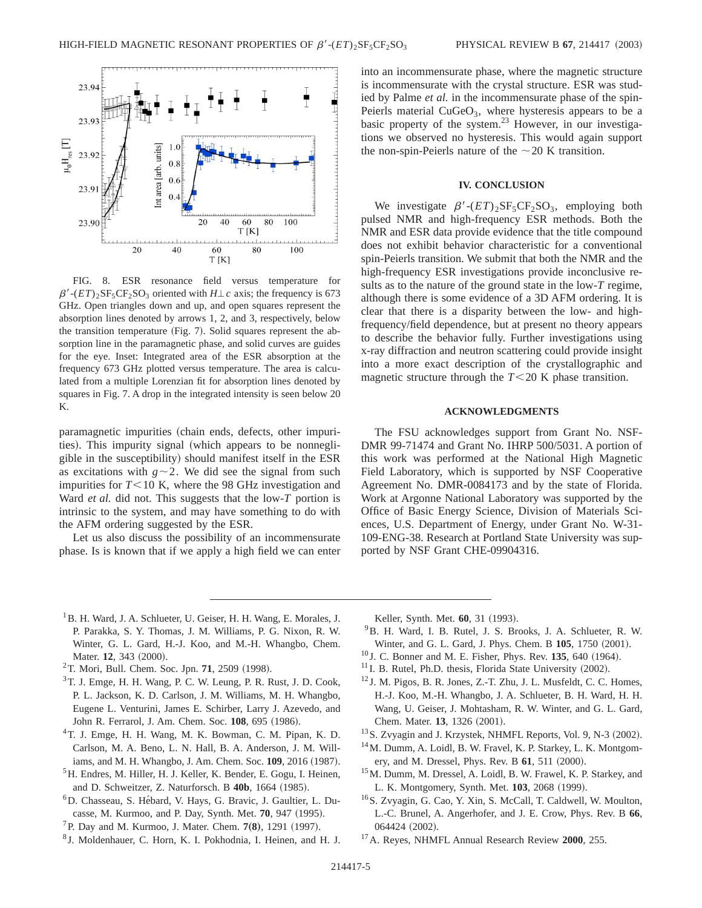FIG. 8. ESR resonance field versus temperature for $\beta'$-$(ET)_2SF_5CF_2SO_3$ oriented with $H \perp c$ axis; the frequency is 673 GHz. Open triangles down and up, and open squares represent the absorption lines denoted by arrows 1, 2, and 3, respectively, below the transition temperature (Fig. 7). Solid squares represent the absorption line in the paramagnetic phase, and solid curves are guides for the eye. Inset: Integrated area of the ESR absorption at the frequency 673 GHz plotted versus temperature. The area is calculated from a multiple Lorenzian fit for absorption lines denoted by squares in Fig. 7. A drop in the integrated intensity is seen below 20 K.

paramagnetic impurities (chain ends, defects, other impurities). This impurity signal (which appears to be nonnegligible in the susceptibility) should manifest itself in the ESR as excitations with $g \sim 2$. We did see the signal from such impurities for $T < 10$ K, where the 98 GHz investigation and Ward *et al.* did not. This suggests that the low-$T$ portion is intrinsic to the system, and may have something to do with the AFM ordering suggested by the ESR.

Let us also discuss the possibility of an incommensurate phase. Is is known that if we apply a high field we can enter into an incommensurate phase, where the magnetic structure is incommensurate with the crystal structure. ESR was studied by Palme *et al.* in the incommensurate phase of the spin-Peierls material $CuGeO_3$, where hysteresis appears to be a basic property of the system.[23] However, in our investigations we observed no hysteresis. This would again support the non-spin-Peierls nature of the $\sim 20$ K transition.

## IV. CONCLUSION

We investigate $\beta'$-$(ET)_2SF_5CF_2SO_3$, employing both pulsed NMR and high-frequency ESR methods. Both the NMR and ESR data provide evidence that the title compound does not exhibit behavior characteristic for a conventional spin-Peierls transition. We submit that both the NMR and the high-frequency ESR investigations provide inconclusive results as to the nature of the ground state in the low-$T$ regime, although there is some evidence of a 3D AFM ordering. It is clear that there is a disparity between the low- and high-frequency/field dependence, but at present no theory appears to describe the behavior fully. Further investigations using x-ray diffraction and neutron scattering could provide insight into a more exact description of the crystallographic and magnetic structure through the $T < 20$ K phase transition.

## ACKNOWLEDGMENTS

The FSU acknowledges support from Grant No. NSF-DMR 99-71474 and Grant No. IHRP 500/5031. A portion of this work was performed at the National High Magnetic Field Laboratory, which is supported by NSF Cooperative Agreement No. DMR-0084173 and by the state of Florida. Work at Argonne National Laboratory was supported by the Office of Basic Energy Science, Division of Materials Sciences, U.S. Department of Energy, under Grant No. W-31-109-ENG-38. Research at Portland State University was supported by NSF Grant CHE-09904316.

---

[1] B. H. Ward, J. A. Schlueter, U. Geiser, H. H. Wang, E. Morales, J. P. Parakka, S. Y. Thomas, J. M. Williams, P. G. Nixon, R. W. Winter, G. L. Gard, H.-J. Koo, and M.-H. Whangbo, Chem. Mater. **12**, 343 (2000).

[2] T. Mori, Bull. Chem. Soc. Jpn. **71**, 2509 (1998).

[3] T. J. Emge, H. H. Wang, P. C. W. Leung, P. R. Rust, J. D. Cook, P. L. Jackson, K. D. Carlson, J. M. Williams, M. H. Whangbo, Eugene L. Venturini, James E. Schirber, Larry J. Azevedo, and John R. Ferraro, J. Am. Chem. Soc. **108**, 695 (1986).

[4] T. J. Emge, H. H. Wang, M. K. Bowman, C. M. Pipan, K. D. Carlson, M. A. Beno, L. N. Hall, B. A. Anderson, J. M. Williams, and M. H. Whangbo, J. Am. Chem. Soc. **109**, 2016 (1987).

[5] H. Endres, M. Hiller, H. J. Keller, K. Bender, E. Gogu, I. Heinen, and D. Schweitzer, Z. Naturforsch. B **40b**, 1664 (1985).

[6] D. Chasseau, S. Hébard, V. Hays, G. Bravic, J. Gaultier, L. Ducasse, M. Kurmoo, and P. Day, Synth. Met. **70**, 947 (1995).

[7] P. Day and M. Kurmoo, J. Mater. Chem. **7(8)**, 1291 (1997).

[8] J. Moldenhauer, C. Horn, K. I. Pokhodnia, I. Heinen, and H. J. Keller, Synth. Met. **60**, 31 (1993).

[9] B. H. Ward, I. B. Rutel, J. S. Brooks, J. A. Schlueter, R. W. Winter, and G. L. Gard, J. Phys. Chem. B **105**, 1750 (2001).

[10] J. C. Bonner and M. E. Fisher, Phys. Rev. **135**, 640 (1964).

[11] I. B. Rutel, Ph.D. thesis, Florida State University (2002).

[12] J. M. Pigos, B. R. Jones, Z.-T. Zhu, J. L. Musfeldt, C. C. Homes, H.-J. Koo, M.-H. Whangbo, J. A. Schlueter, B. H. Ward, H. H. Wang, U. Geiser, J. Mohtasham, R. W. Winter, and G. L. Gard, Chem. Mater. **13**, 1326 (2001).

[13] S. Zvyagin and J. Krzystek, NHMFL Reports, Vol. 9, N-3 (2002).

[14] M. Dumm, A. Loidl, B. W. Fravel, K. P. Starkey, L. K. Montgomery, and M. Dressel, Phys. Rev. B **61**, 511 (2000).

[15] M. Dumm, M. Dressel, A. Loidl, B. W. Frawel, K. P. Starkey, and L. K. Montgomery, Synth. Met. **103**, 2068 (1999).

[16] S. Zvyagin, G. Cao, Y. Xin, S. McCall, T. Caldwell, W. Moulton, L.-C. Brunel, A. Angerhofer, and J. E. Crow, Phys. Rev. B **66**, 064424 (2002).

[17] A. Reyes, NHMFL Annual Research Review **2000**, 255.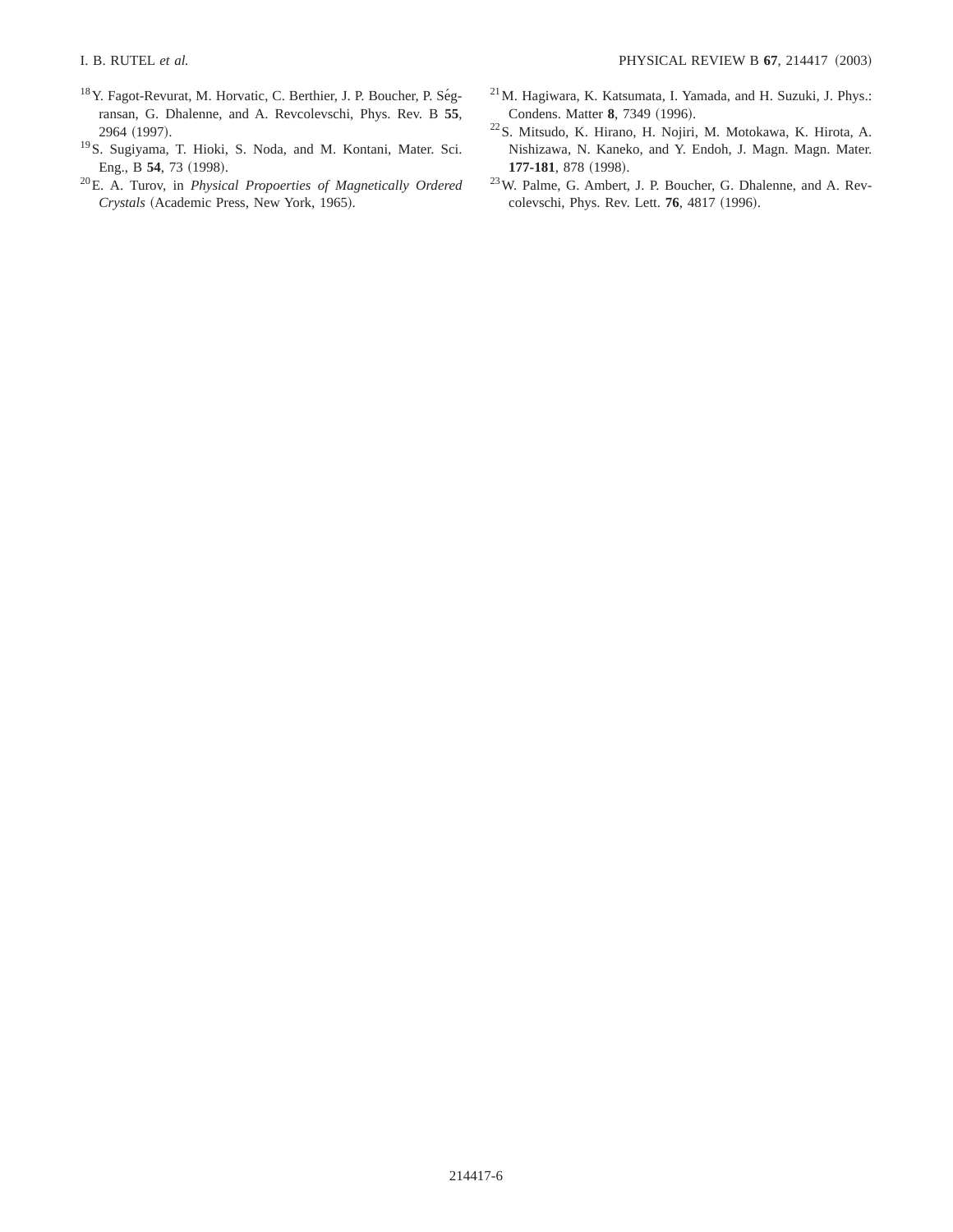[18] Y. Fagot-Revurat, M. Horvatic, C. Berthier, J. P. Boucher, P. Ségransan, G. Dhalenne, and A. Revcolevschi, Phys. Rev. B **55**, 2964 (1997).

[19] S. Sugiyama, T. Hioki, S. Noda, and M. Kontani, Mater. Sci. Eng., B **54**, 73 (1998).

[20] E. A. Turov, in *Physical Propoerties of Magnetically Ordered Crystals* (Academic Press, New York, 1965).

[21] M. Hagiwara, K. Katsumata, I. Yamada, and H. Suzuki, J. Phys.: Condens. Matter **8**, 7349 (1996).

[22] S. Mitsudo, K. Hirano, H. Nojiri, M. Motokawa, K. Hirota, A. Nishizawa, N. Kaneko, and Y. Endoh, J. Magn. Magn. Mater. **177-181**, 878 (1998).

[23] W. Palme, G. Ambert, J. P. Boucher, G. Dhalenne, and A. Revcolevschi, Phys. Rev. Lett. **76**, 4817 (1996).